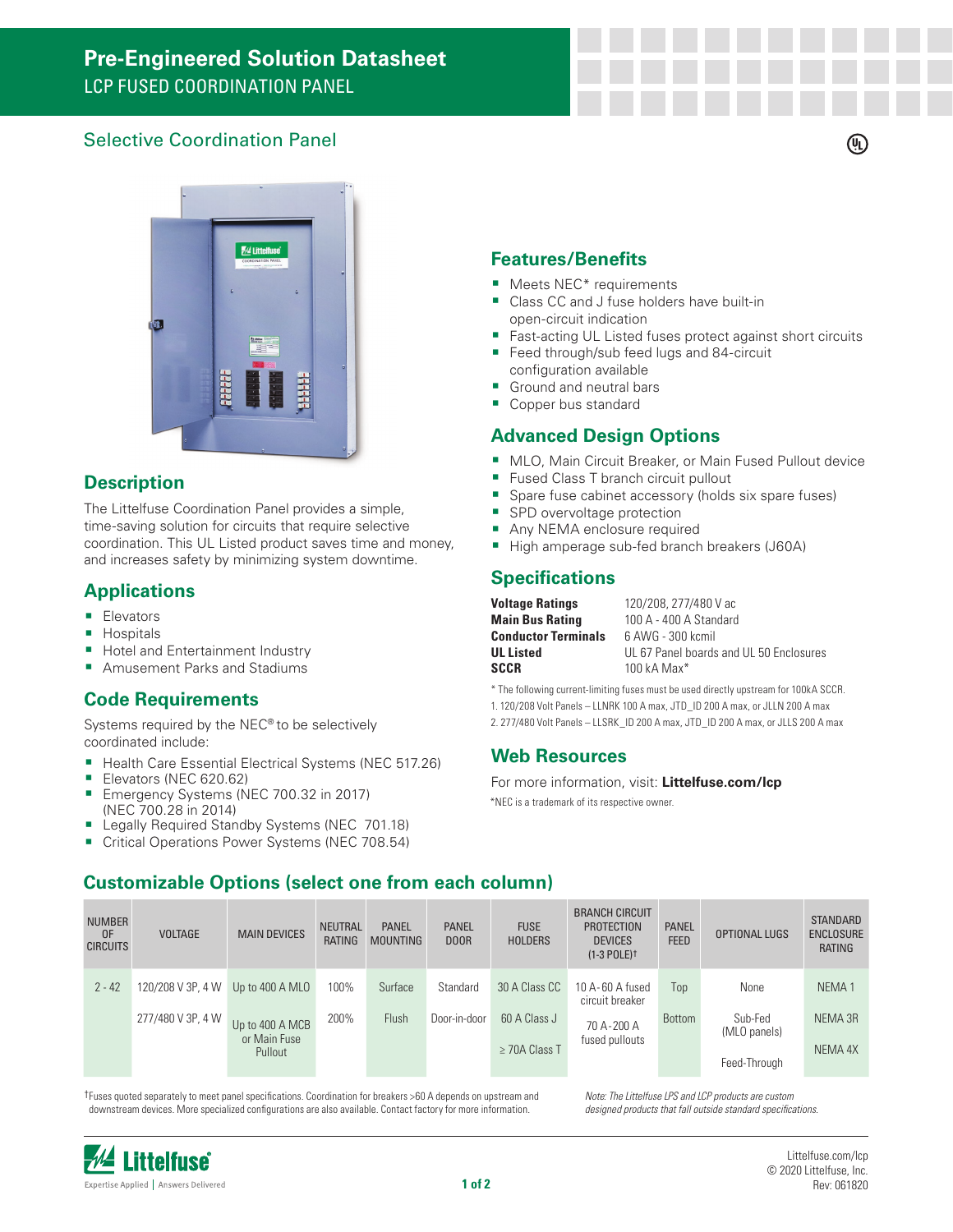# Pre-Engineered Solution Datasheet

LCP FUSED COORDINATION PANEL

## Selective Coordination Panel

## Description

The Littelfuse Coordination Panel provides a simple, time-saving solution for circuits that require selective coordination. This UL Listed product saves time and money, and increases safety by minimizing system downtime.

## Applications

- Elevators
- Hospitals
- Hotel and Entertainment Industry
- Amusement Parks and Stadiums

## Code Requirements

Systems required by the NEC® to be selectively coordinated include:

- Health Care Essential Electrical Systems (NEC 517.26)
- Elevators (NEC 620.62)
- Emergency Systems (NEC 700.32 in 2017) (NEC 700.28 in 2014)
- Legally Required Standby Systems (NEC 701.18)
- Critical Operations Power Systems (NEC 708.54)

## Features/Benefits

- Meets NEC* requirements
- Class CC and J fuse holders have built-in open-circuit indication
- Fast-acting UL Listed fuses protect against short circuits
- Feed through/sub feed lugs and 84-circuit configuration available
- Ground and neutral bars
- Copper bus standard

## Advanced Design Options

- MLO, Main Circuit Breaker, or Main Fused Pullout device
- Fused Class T branch circuit pullout
- Spare fuse cabinet accessory (holds six spare fuses)
- SPD overvoltage protection
- Any NEMA enclosure required
- High amperage sub-fed branch breakers (J60A)

## Specifications

| | |
|---|---|
| **Voltage Ratings** | 120/208, 277/480 V ac |
| **Main Bus Rating** | 100 A - 400 A Standard |
| **Conductor Terminals** | 6 AWG - 300 kcmil |
| **UL Listed** | UL 67 Panel boards and UL 50 Enclosures |
| **SCCR** | 100 kA Max* |

\* The following current-limiting fuses must be used directly upstream for 100kA SCCR.

1. 120/208 Volt Panels – LLNRK 100 A max, JTD_ID 200 A max, or JLLN 200 A max
2. 277/480 Volt Panels – LLSRK_ID 200 A max, JTD_ID 200 A max, or JLLS 200 A max

## Web Resources

For more information, visit: **Littelfuse.com/lcp**

*NEC is a trademark of its respective owner.

## Customizable Options (select one from each column)

| NUMBER OF CIRCUITS | VOLTAGE | MAIN DEVICES | NEUTRAL RATING | PANEL MOUNTING | PANEL DOOR | FUSE HOLDERS | BRANCH CIRCUIT PROTECTION DEVICES (1-3 POLE)† | PANEL FEED | OPTIONAL LUGS | STANDARD ENCLOSURE RATING |
|---|---|---|---|---|---|---|---|---|---|---|
| 2 - 42 | 120/208 V 3P, 4 W | Up to 400 A MLO | 100% | Surface | Standard | 30 A Class CC | 10 A - 60 A fused circuit breaker | Top | None | NEMA 1 |
| | 277/480 V 3P, 4 W | Up to 400 A MCB or Main Fuse Pullout | 200% | Flush | Door-in-door | 60 A Class J | 70 A - 200 A fused pullouts | Bottom | Sub-Fed (MLO panels) | NEMA 3R |
| | | | | | | ≥ 70A Class T | | | Feed-Through | NEMA 4X |

†Fuses quoted separately to meet panel specifications. Coordination for breakers >60 A depends on upstream and downstream devices. More specialized configurations are also available. Contact factory for more information.

*Note: The Littelfuse LPS and LCP products are custom designed products that fall outside standard specifications.*

Littelfuse.com/lcp
© 2020 Littelfuse, Inc.
Rev: 061820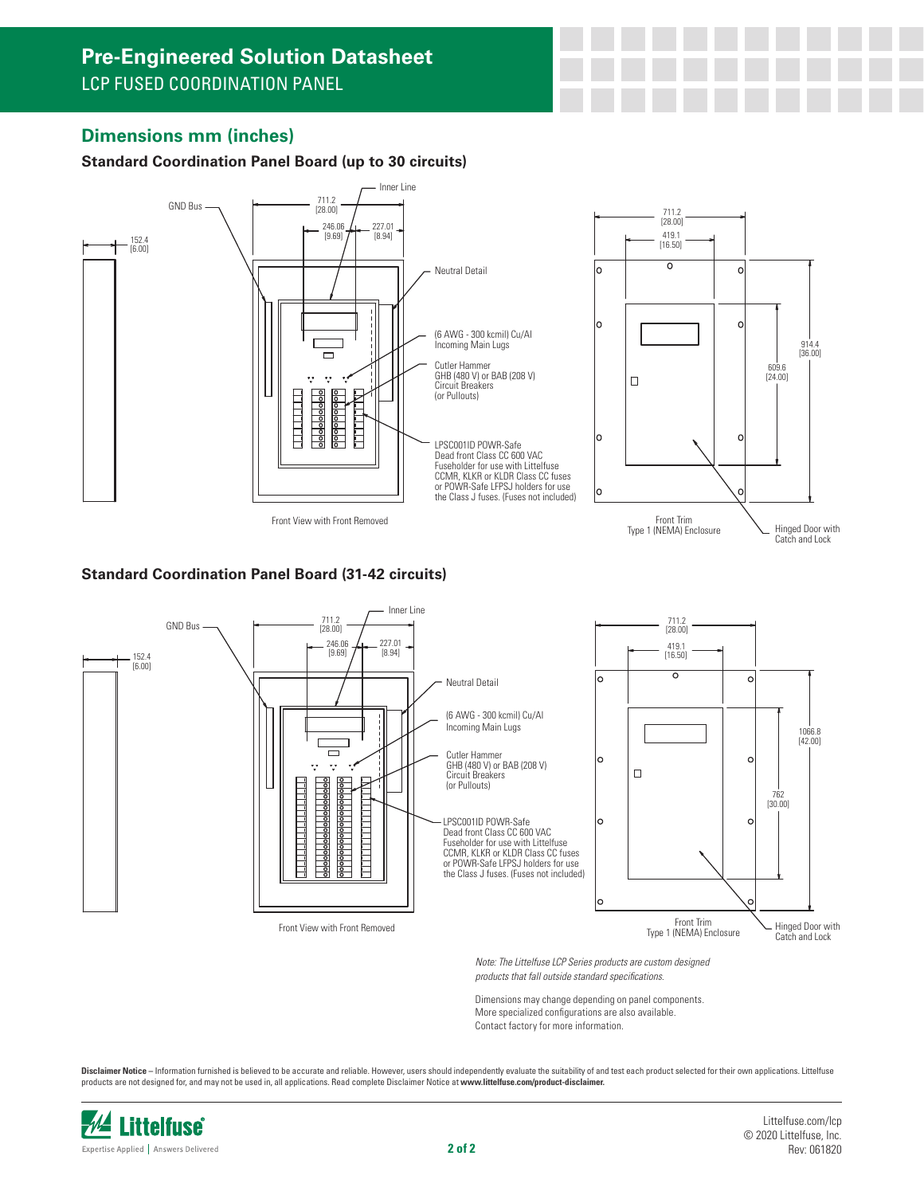# Pre-Engineered Solution Datasheet

LCP FUSED COORDINATION PANEL

## Dimensions mm (inches)

### Standard Coordination Panel Board (up to 30 circuits)

Inner Line
GND Bus
711.2
[28.00]
246.06
[9.69]
227.01
[8.94]
152.4
[6.00]
Neutral Detail
(6 AWG - 300 kcmil) Cu/Al
Incoming Main Lugs
Cutler Hammer
GHB (480 V) or BAB (208 V)
Circuit Breakers
(or Pullouts)
LPSC001ID POWR-Safe
Dead front Class CC 600 VAC
Fuseholder for use with Littelfuse
CCMR, KLKR or KLDR Class CC fuses
or POWR-Safe LFPSJ holders for use
the Class J fuses. (Fuses not included)

Front View with Front Removed

711.2
[28.00]
419.1
[16.50]
914.4
[36.00]
609.6
[24.00]

Front Trim
Type 1 (NEMA) Enclosure

Hinged Door with
Catch and Lock

### Standard Coordination Panel Board (31-42 circuits)

Inner Line
GND Bus
711.2
[28.00]
246.06
[9.69]
227.01
[8.94]
152.4
[6.00]
Neutral Detail
(6 AWG - 300 kcmil) Cu/Al
Incoming Main Lugs
Cutler Hammer
GHB (480 V) or BAB (208 V)
Circuit Breakers
(or Pullouts)
LPSC001ID POWR-Safe
Dead front Class CC 600 VAC
Fuseholder for use with Littelfuse
CCMR, KLKR or KLDR Class CC fuses
or POWR-Safe LFPSJ holders for use
the Class J fuses. (Fuses not included)

Front View with Front Removed

711.2
[28.00]
419.1
[16.50]
1066.8
[42.00]
762
[30.00]

Front Trim
Type 1 (NEMA) Enclosure

Hinged Door with
Catch and Lock

*Note: The Littelfuse LCP Series products are custom designed products that fall outside standard specifications.*

Dimensions may change depending on panel components.
More specialized configurations are also available.
Contact factory for more information.

**Disclaimer Notice** – Information furnished is believed to be accurate and reliable. However, users should independently evaluate the suitability of and test each product selected for their own applications. Littelfuse products are not designed for, and may not be used in, all applications. Read complete Disclaimer Notice at **www.littelfuse.com/product-disclaimer.**

Littelfuse
Expertise Applied | Answers Delivered

Littelfuse.com/lcp
© 2020 Littelfuse, Inc.
Rev: 061820